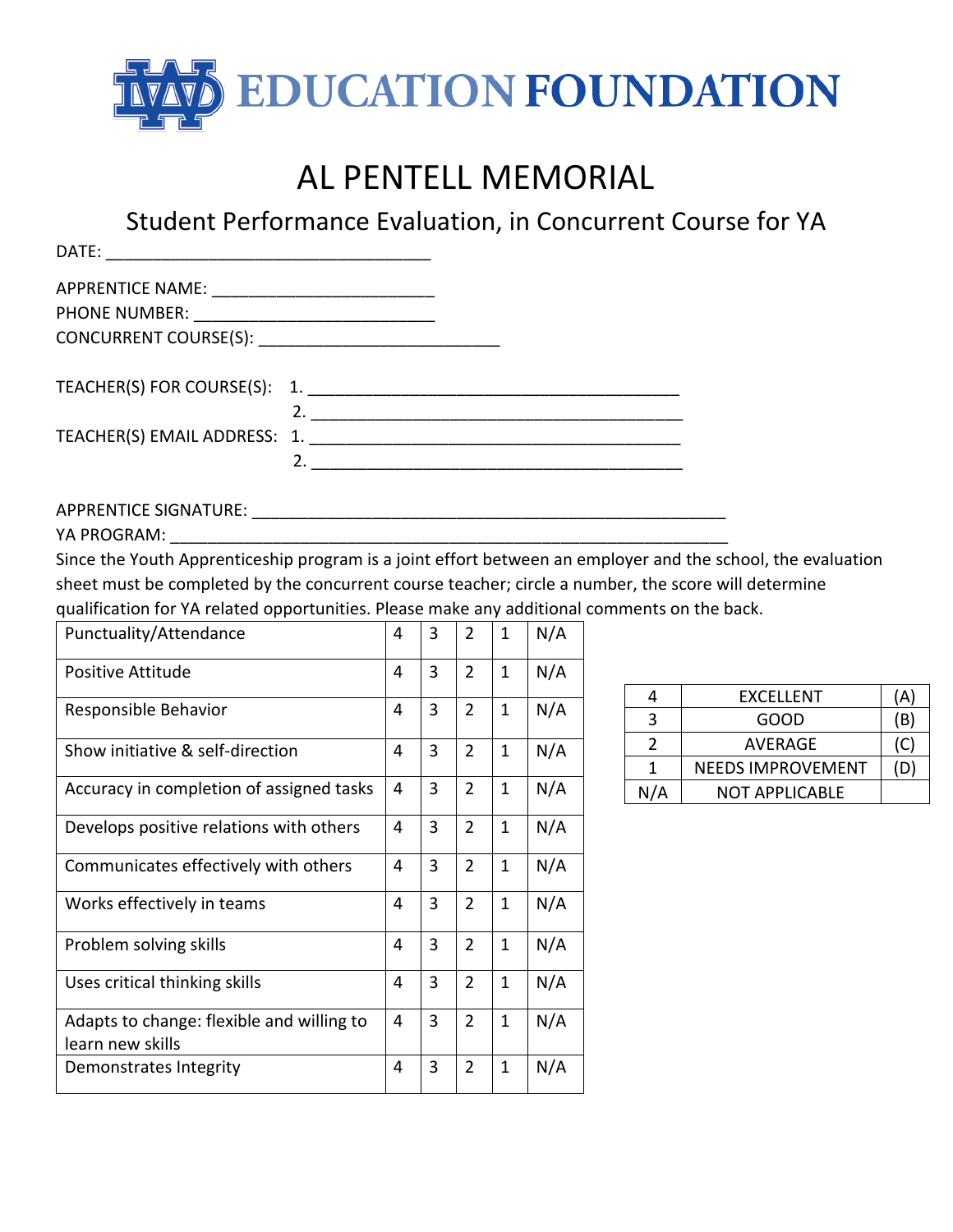# EDUCATION FOUNDATION

# AL PENTELL MEMORIAL

## Student Performance Evaluation, in Concurrent Course for YA

DATE: ________________________________

APPRENTICE NAME: ______________________
PHONE NUMBER: _________________________
CONCURRENT COURSE(S): __________________________

TEACHER(S) FOR COURSE(S): 1. ________________________________________
2. ________________________________________
TEACHER(S) EMAIL ADDRESS: 1. ________________________________________
2. ________________________________________

APPRENTICE SIGNATURE: ____________________________________________________
YA PROGRAM: ____________________________________________________________

Since the Youth Apprenticeship program is a joint effort between an employer and the school, the evaluation sheet must be completed by the concurrent course teacher; circle a number, the score will determine qualification for YA related opportunities. Please make any additional comments on the back.

| | | | | | |
|---|---|---|---|---|---|
| Punctuality/Attendance | 4 | 3 | 2 | 1 | N/A |
| Positive Attitude | 4 | 3 | 2 | 1 | N/A |
| Responsible Behavior | 4 | 3 | 2 | 1 | N/A |
| Show initiative & self-direction | 4 | 3 | 2 | 1 | N/A |
| Accuracy in completion of assigned tasks | 4 | 3 | 2 | 1 | N/A |
| Develops positive relations with others | 4 | 3 | 2 | 1 | N/A |
| Communicates effectively with others | 4 | 3 | 2 | 1 | N/A |
| Works effectively in teams | 4 | 3 | 2 | 1 | N/A |
| Problem solving skills | 4 | 3 | 2 | 1 | N/A |
| Uses critical thinking skills | 4 | 3 | 2 | 1 | N/A |
| Adapts to change: flexible and willing to learn new skills | 4 | 3 | 2 | 1 | N/A |
| Demonstrates Integrity | 4 | 3 | 2 | 1 | N/A |

| | | |
|---|---|---|
| 4 | EXCELLENT | (A) |
| 3 | GOOD | (B) |
| 2 | AVERAGE | (C) |
| 1 | NEEDS IMPROVEMENT | (D) |
| N/A | NOT APPLICABLE | |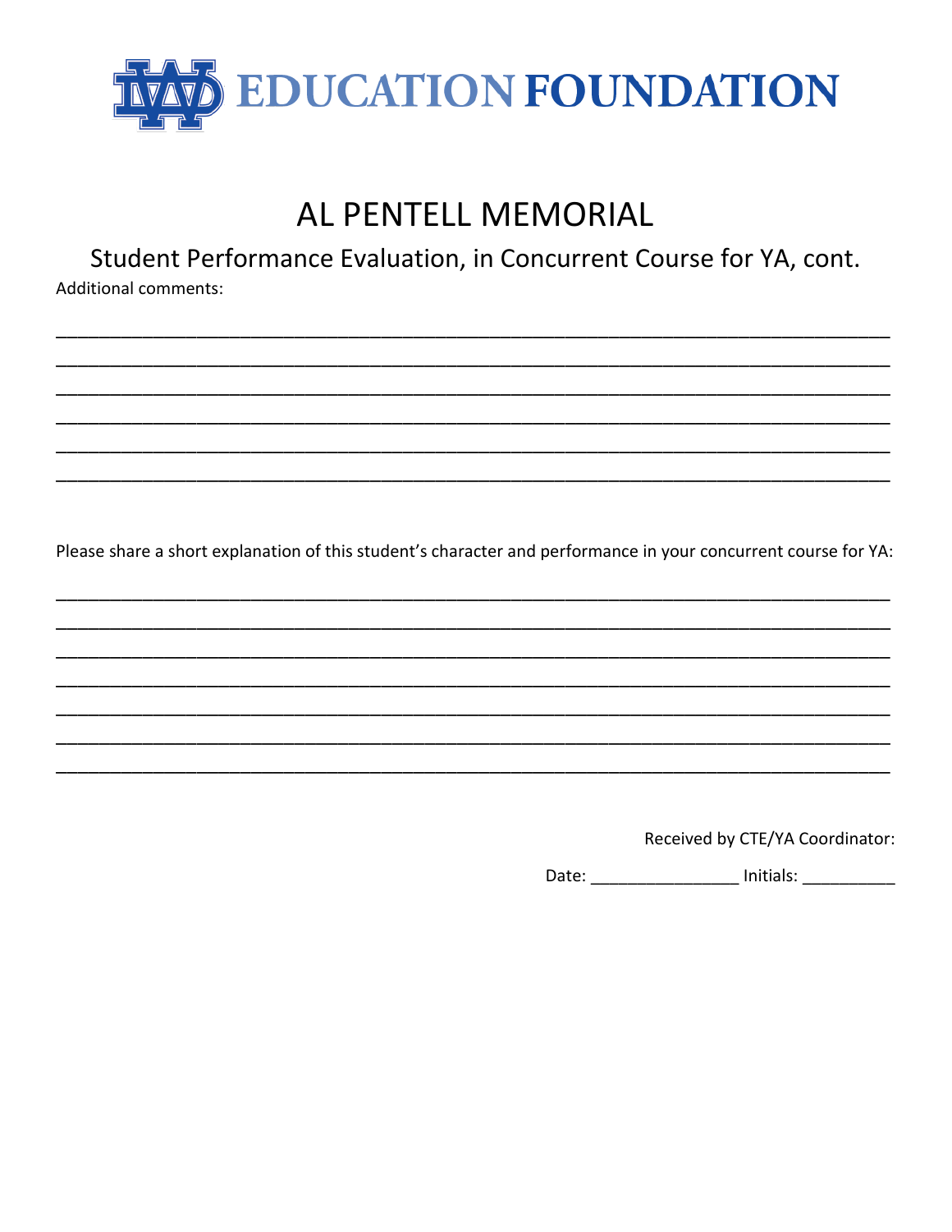# EDUCATION FOUNDATION

## AL PENTELL MEMORIAL

### Student Performance Evaluation, in Concurrent Course for YA, cont.

Additional comments:

______________________________________________________________________________
______________________________________________________________________________
______________________________________________________________________________
______________________________________________________________________________
______________________________________________________________________________
______________________________________________________________________________

Please share a short explanation of this student's character and performance in your concurrent course for YA:

______________________________________________________________________________
______________________________________________________________________________
______________________________________________________________________________
______________________________________________________________________________
______________________________________________________________________________
______________________________________________________________________________
______________________________________________________________________________

Received by CTE/YA Coordinator:

Date: ________________ Initials: __________